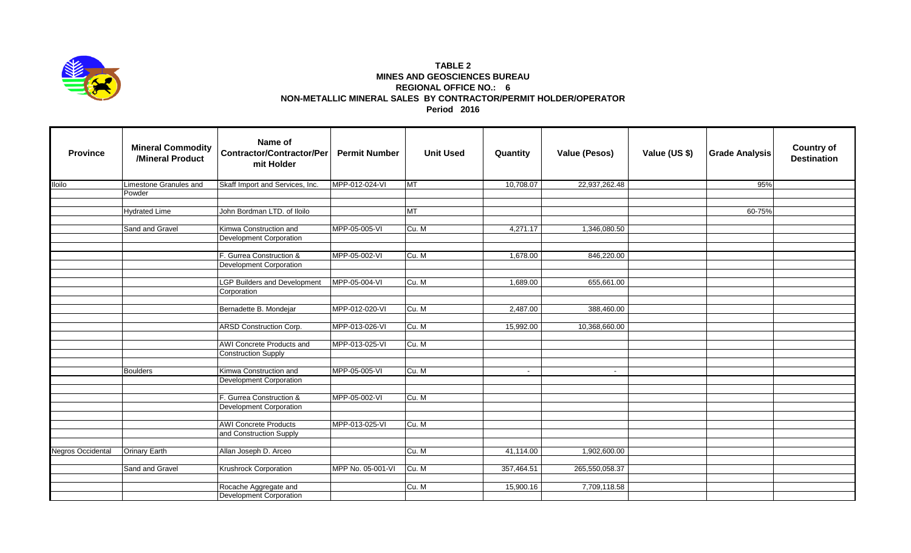**TABLE 2**
**MINES AND GEOSCIENCES BUREAU**
**REGIONAL OFFICE NO.: 6**
**NON-METALLIC MINERAL SALES BY CONTRACTOR/PERMIT HOLDER/OPERATOR**
**Period 2016**

| Province | Mineral Commodity /Mineral Product | Name of Contractor/Contractor/Permit Holder | Permit Number | Unit Used | Quantity | Value (Pesos) | Value (US $) | Grade Analysis | Country of Destination |
|---|---|---|---|---|---|---|---|---|---|
| Iloilo | Limestone Granules and Powder | Skaff Import and Services, Inc. | MPP-012-024-VI | MT | 10,708.07 | 22,937,262.48 | | 95% | |
| | Hydrated Lime | John Bordman LTD. of Iloilo | | MT | | | | 60-75% | |
| | Sand and Gravel | Kimwa Construction and Development Corporation | MPP-05-005-VI | Cu. M | 4,271.17 | 1,346,080.50 | | | |
| | | F. Gurrea Construction & Development Corporation | MPP-05-002-VI | Cu. M | 1,678.00 | 846,220.00 | | | |
| | | LGP Builders and Development Corporation | MPP-05-004-VI | Cu. M | 1,689.00 | 655,661.00 | | | |
| | | Bernadette B. Mondejar | MPP-012-020-VI | Cu. M | 2,487.00 | 388,460.00 | | | |
| | | ARSD Construction Corp. | MPP-013-026-VI | Cu. M | 15,992.00 | 10,368,660.00 | | | |
| | | AWI Concrete Products and Construction Supply | MPP-013-025-VI | Cu. M | | | | | |
| | Boulders | Kimwa Construction and Development Corporation | MPP-05-005-VI | Cu. M | - | - | | | |
| | | F. Gurrea Construction & Development Corporation | MPP-05-002-VI | Cu. M | | | | | |
| | | AWI Concrete Products and Construction Supply | MPP-013-025-VI | Cu. M | | | | | |
| Negros Occidental | Orinary Earth | Allan Joseph D. Arceo | | Cu. M | 41,114.00 | 1,902,600.00 | | | |
| | Sand and Gravel | Krushrock Corporation | MPP No. 05-001-VI | Cu. M | 357,464.51 | 265,550,058.37 | | | |
| | | Rocache Aggregate and Development Corporation | | Cu. M | 15,900.16 | 7,709,118.58 | | | |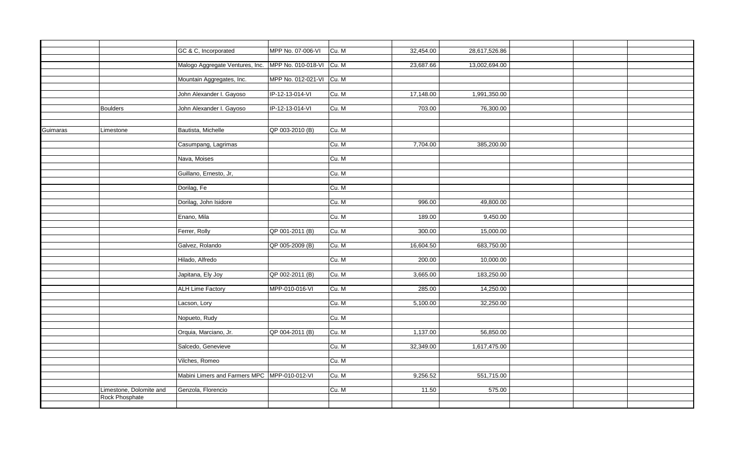| | | | | | | | | | |
|---|---|---|---|---|---|---|---|---|---|
| | | GC & C, Incorporated | MPP No. 07-006-VI | Cu. M | 32,454.00 | 28,617,526.86 | | | |
| | | Malogo Aggregate Ventures, Inc. | MPP No. 010-018-VI | Cu. M | 23,687.66 | 13,002,694.00 | | | |
| | | Mountain Aggregates, Inc. | MPP No. 012-021-VI | Cu. M | | | | | |
| | | John Alexander I. Gayoso | IP-12-13-014-VI | Cu. M | 17,148.00 | 1,991,350.00 | | | |
| | Boulders | John Alexander I. Gayoso | IP-12-13-014-VI | Cu. M | 703.00 | 76,300.00 | | | |
| Guimaras | Limestone | Bautista, Michelle | QP 003-2010 (B) | Cu. M | | | | | |
| | | Casumpang, Lagrimas | | Cu. M | 7,704.00 | 385,200.00 | | | |
| | | Nava, Moises | | Cu. M | | | | | |
| | | Guillano, Ernesto, Jr, | | Cu. M | | | | | |
| | | Dorilag, Fe | | Cu. M | | | | | |
| | | Dorilag, John Isidore | | Cu. M | 996.00 | 49,800.00 | | | |
| | | Enano, Mila | | Cu. M | 189.00 | 9,450.00 | | | |
| | | Ferrer, Rolly | QP 001-2011 (B) | Cu. M | 300.00 | 15,000.00 | | | |
| | | Galvez, Rolando | QP 005-2009 (B) | Cu. M | 16,604.50 | 683,750.00 | | | |
| | | Hilado, Alfredo | | Cu. M | 200.00 | 10,000.00 | | | |
| | | Japitana, Ely Joy | QP 002-2011 (B) | Cu. M | 3,665.00 | 183,250.00 | | | |
| | | ALH Lime Factory | MPP-010-016-VI | Cu. M | 285.00 | 14,250.00 | | | |
| | | Lacson, Lory | | Cu. M | 5,100.00 | 32,250.00 | | | |
| | | Nopueto, Rudy | | Cu. M | | | | | |
| | | Orquia, Marciano, Jr. | QP 004-2011 (B) | Cu. M | 1,137.00 | 56,850.00 | | | |
| | | Salcedo, Genevieve | | Cu. M | 32,349.00 | 1,617,475.00 | | | |
| | | Vilches, Romeo | | Cu. M | | | | | |
| | | Mabini Limers and Farmers MPC | MPP-010-012-VI | Cu. M | 9,256.52 | 551,715.00 | | | |
| | Limestone, Dolomite and Rock Phosphate | Genzola, Florencio | | Cu. M | 11.50 | 575.00 | | | |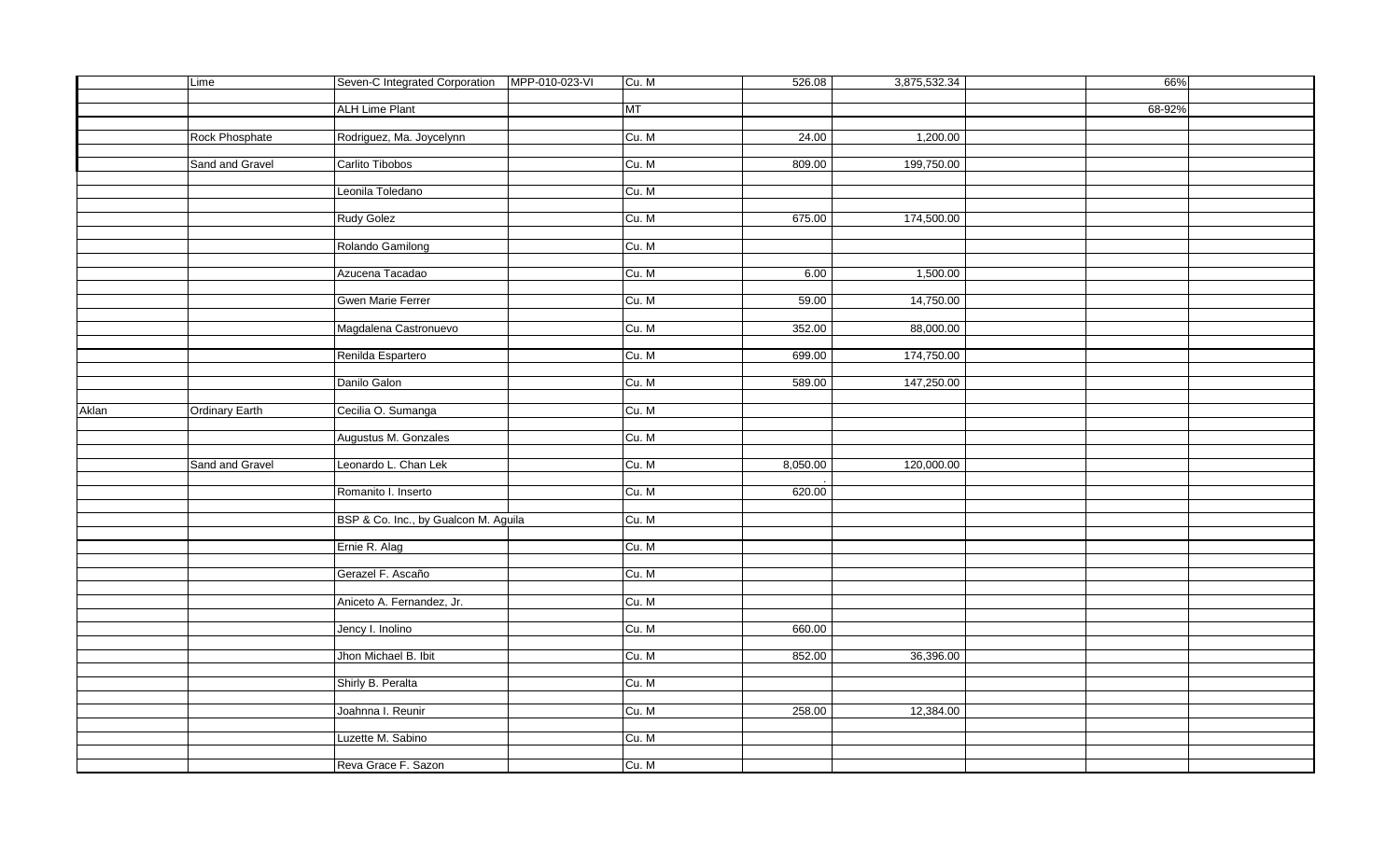|  |  |  |  |  |  |  |  |  |  |
|---|---|---|---|---|---|---|---|---|---|
|  | Lime | Seven-C Integrated Corporation | MPP-010-023-VI | Cu. M | 526.08 | 3,875,532.34 |  | 66% |  |
|  |  | ALH Lime Plant |  | MT |  |  |  | 68-92% |  |
|  | Rock Phosphate | Rodriguez, Ma. Joycelynn |  | Cu. M | 24.00 | 1,200.00 |  |  |  |
|  | Sand and Gravel | Carlito Tibobos |  | Cu. M | 809.00 | 199,750.00 |  |  |  |
|  |  | Leonila Toledano |  | Cu. M |  |  |  |  |  |
|  |  | Rudy Golez |  | Cu. M | 675.00 | 174,500.00 |  |  |  |
|  |  | Rolando Gamilong |  | Cu. M |  |  |  |  |  |
|  |  | Azucena Tacadao |  | Cu. M | 6.00 | 1,500.00 |  |  |  |
|  |  | Gwen Marie Ferrer |  | Cu. M | 59.00 | 14,750.00 |  |  |  |
|  |  | Magdalena Castronuevo |  | Cu. M | 352.00 | 88,000.00 |  |  |  |
|  |  | Renilda Espartero |  | Cu. M | 699.00 | 174,750.00 |  |  |  |
|  |  | Danilo Galon |  | Cu. M | 589.00 | 147,250.00 |  |  |  |
| Aklan | Ordinary Earth | Cecilia O. Sumanga |  | Cu. M |  |  |  |  |  |
|  |  | Augustus M. Gonzales |  | Cu. M |  |  |  |  |  |
|  | Sand and Gravel | Leonardo L. Chan Lek |  | Cu. M | 8,050.00 | 120,000.00 |  |  |  |
|  |  | Romanito I. Inserto |  | Cu. M | 620.00 |  |  |  |  |
|  |  | BSP & Co. Inc., by Gualcon M. Aguila |  | Cu. M |  |  |  |  |  |
|  |  | Ernie R. Alag |  | Cu. M |  |  |  |  |  |
|  |  | Gerazel F. Ascaño |  | Cu. M |  |  |  |  |  |
|  |  | Aniceto A. Fernandez, Jr. |  | Cu. M |  |  |  |  |  |
|  |  | Jency I. Inolino |  | Cu. M | 660.00 |  |  |  |  |
|  |  | Jhon Michael B. Ibit |  | Cu. M | 852.00 | 36,396.00 |  |  |  |
|  |  | Shirly B. Peralta |  | Cu. M |  |  |  |  |  |
|  |  | Joahnna I. Reunir |  | Cu. M | 258.00 | 12,384.00 |  |  |  |
|  |  | Luzette M. Sabino |  | Cu. M |  |  |  |  |  |
|  |  | Reva Grace F. Sazon |  | Cu. M |  |  |  |  |  |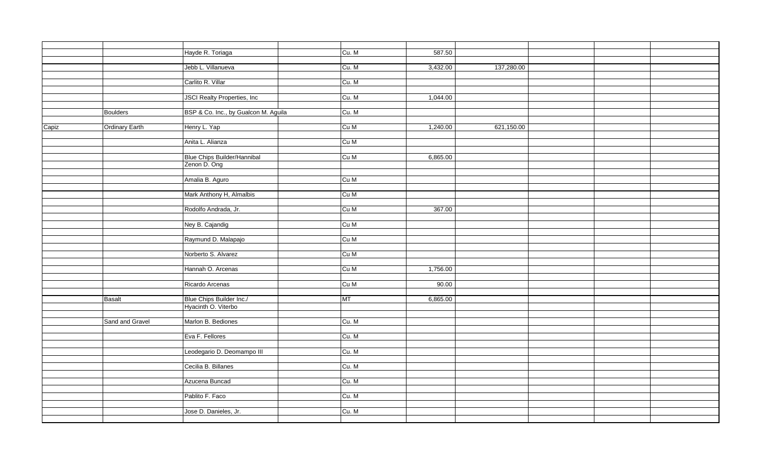| | | | | | | | | | |
|---|---|---|---|---|---|---|---|---|---|
| | | Hayde R. Toriaga | | Cu. M | 587.50 | | | | |
| | | Jebb L. Villanueva | | Cu. M | 3,432.00 | 137,280.00 | | | |
| | | Carlito R. Villar | | Cu. M | | | | | |
| | | JSCI Realty Properties, Inc | | Cu. M | 1,044.00 | | | | |
| | Boulders | BSP & Co. Inc., by Gualcon M. Aguila | | Cu. M | | | | | |
| Capiz | Ordinary Earth | Henry L. Yap | | Cu M | 1,240.00 | 621,150.00 | | | |
| | | Anita L. Alianza | | Cu M | | | | | |
| | | Blue Chips Builder/Hannibal Zenon D. Ong | | Cu M | 6,865.00 | | | | |
| | | Amalia B. Aguro | | Cu M | | | | | |
| | | Mark Anthony H, Almalbis | | Cu M | | | | | |
| | | Rodolfo Andrada, Jr. | | Cu M | 367.00 | | | | |
| | | Ney B. Cajandig | | Cu M | | | | | |
| | | Raymund D. Malapajo | | Cu M | | | | | |
| | | Norberto S. Alvarez | | Cu M | | | | | |
| | | Hannah O. Arcenas | | Cu M | 1,756.00 | | | | |
| | | Ricardo Arcenas | | Cu M | 90.00 | | | | |
| | Basalt | Blue Chips Builder Inc./ Hyacinth O. Viterbo | | MT | 6,865.00 | | | | |
| | Sand and Gravel | Marlon B. Bediones | | Cu. M | | | | | |
| | | Eva F. Fellores | | Cu. M | | | | | |
| | | Leodegario D. Deomampo III | | Cu. M | | | | | |
| | | Cecilia B. Billanes | | Cu. M | | | | | |
| | | Azucena Buncad | | Cu. M | | | | | |
| | | Pablito F. Faco | | Cu. M | | | | | |
| | | Jose D. Danieles, Jr. | | Cu. M | | | | | |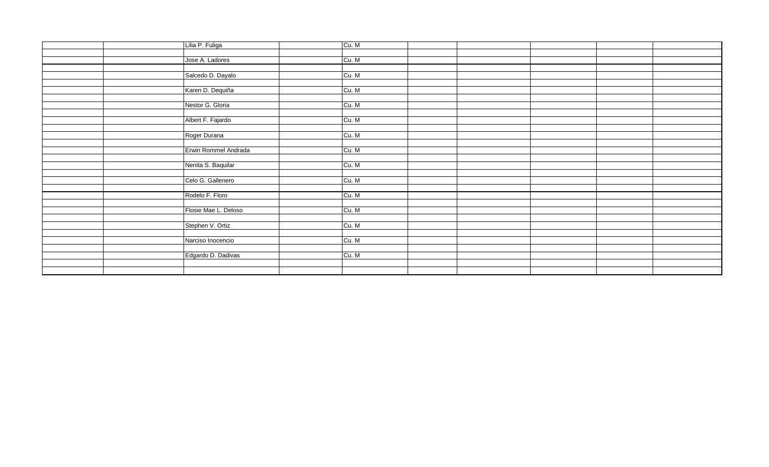| | | | | | | | | | |
|---|---|---|---|---|---|---|---|---|---|
| | | Lilia P. Fuliga | | Cu. M | | | | | |
| | | | | | | | | | |
| | | Jose A. Ladores | | Cu. M | | | | | |
| | | | | | | | | | |
| | | Salcedo D. Dayalo | | Cu. M | | | | | |
| | | | | | | | | | |
| | | Karen D. Dequiña | | Cu. M | | | | | |
| | | | | | | | | | |
| | | Nestor G. Gloria | | Cu. M | | | | | |
| | | | | | | | | | |
| | | Albert F. Fajardo | | Cu. M | | | | | |
| | | | | | | | | | |
| | | Roger Durana | | Cu. M | | | | | |
| | | | | | | | | | |
| | | Erwin Rommel Andrada | | Cu. M | | | | | |
| | | | | | | | | | |
| | | Nenita S. Baquilar | | Cu. M | | | | | |
| | | | | | | | | | |
| | | Celo G. Gallenero | | Cu. M | | | | | |
| | | | | | | | | | |
| | | Rodelo F. Floro | | Cu. M | | | | | |
| | | | | | | | | | |
| | | Flosie Mae L. Deloso | | Cu. M | | | | | |
| | | | | | | | | | |
| | | Stephen V. Ortiz | | Cu. M | | | | | |
| | | | | | | | | | |
| | | Narciso Inocencio | | Cu. M | | | | | |
| | | | | | | | | | |
| | | Edgardo D. Dadivas | | Cu. M | | | | | |
| | | | | | | | | | |
| | | | | | | | | | |